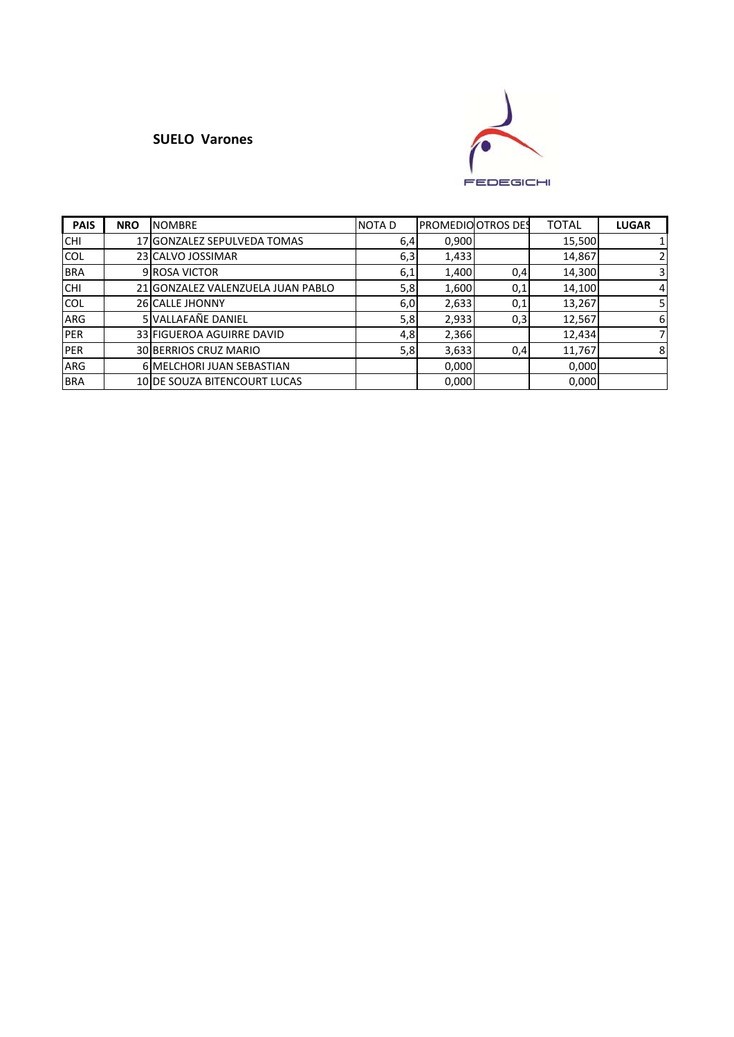**SUELO Varones**

FEDEGICHI

| PAIS | NRO | NOMBRE | NOTA D | PROMEDIO | OTROS DES | TOTAL | LUGAR |
|---|---|---|---|---|---|---|---|
| CHI | 17 | GONZALEZ SEPULVEDA TOMAS | 6,4 | 0,900 | | 15,500 | 1 |
| COL | 23 | CALVO JOSSIMAR | 6,3 | 1,433 | | 14,867 | 2 |
| BRA | 9 | ROSA VICTOR | 6,1 | 1,400 | 0,4 | 14,300 | 3 |
| CHI | 21 | GONZALEZ VALENZUELA JUAN PABLO | 5,8 | 1,600 | 0,1 | 14,100 | 4 |
| COL | 26 | CALLE JHONNY | 6,0 | 2,633 | 0,1 | 13,267 | 5 |
| ARG | 5 | VALLAFAÑE DANIEL | 5,8 | 2,933 | 0,3 | 12,567 | 6 |
| PER | 33 | FIGUEROA AGUIRRE DAVID | 4,8 | 2,366 | | 12,434 | 7 |
| PER | 30 | BERRIOS CRUZ MARIO | 5,8 | 3,633 | 0,4 | 11,767 | 8 |
| ARG | 6 | MELCHORI JUAN SEBASTIAN | | 0,000 | | 0,000 | |
| BRA | 10 | DE SOUZA BITENCOURT LUCAS | | 0,000 | | 0,000 | |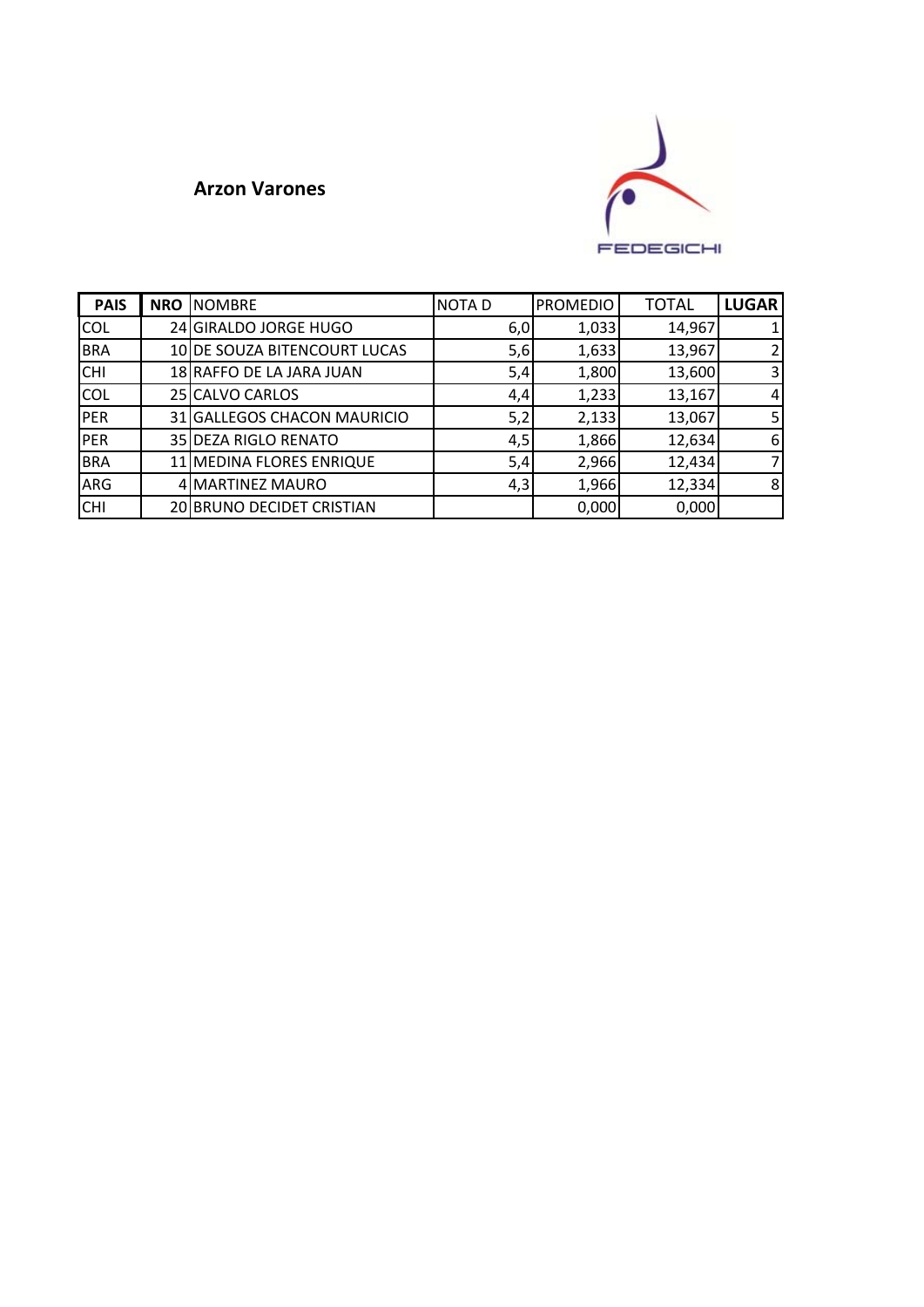**Arzon Varones**

FEDEGICHI

| PAIS | NRO | NOMBRE | NOTA D | PROMEDIO | TOTAL | LUGAR |
|---|---|---|---|---|---|---|
| COL | 24 | GIRALDO JORGE HUGO | 6,0 | 1,033 | 14,967 | 1 |
| BRA | 10 | DE SOUZA BITENCOURT LUCAS | 5,6 | 1,633 | 13,967 | 2 |
| CHI | 18 | RAFFO DE LA JARA JUAN | 5,4 | 1,800 | 13,600 | 3 |
| COL | 25 | CALVO CARLOS | 4,4 | 1,233 | 13,167 | 4 |
| PER | 31 | GALLEGOS CHACON MAURICIO | 5,2 | 2,133 | 13,067 | 5 |
| PER | 35 | DEZA RIGLO RENATO | 4,5 | 1,866 | 12,634 | 6 |
| BRA | 11 | MEDINA FLORES ENRIQUE | 5,4 | 2,966 | 12,434 | 7 |
| ARG | 4 | MARTINEZ MAURO | 4,3 | 1,966 | 12,334 | 8 |
| CHI | 20 | BRUNO DECIDET CRISTIAN | | 0,000 | 0,000 | |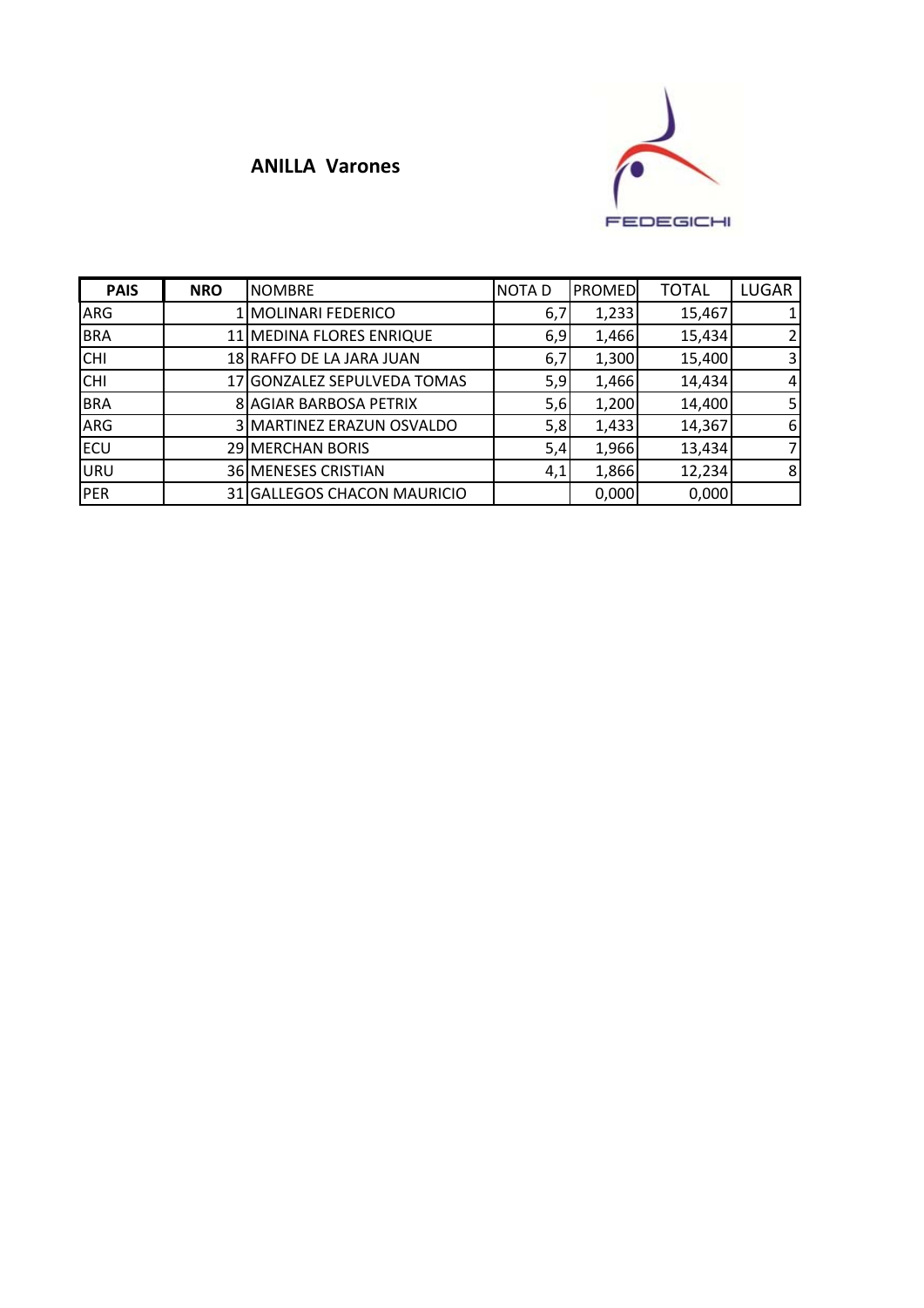## ANILLA Varones

FEDEGICHI

| PAIS | NRO | NOMBRE | NOTA D | PROMED | TOTAL | LUGAR |
|---|---|---|---|---|---|---|
| ARG | 1 | MOLINARI FEDERICO | 6,7 | 1,233 | 15,467 | 1 |
| BRA | 11 | MEDINA FLORES ENRIQUE | 6,9 | 1,466 | 15,434 | 2 |
| CHI | 18 | RAFFO DE LA JARA JUAN | 6,7 | 1,300 | 15,400 | 3 |
| CHI | 17 | GONZALEZ SEPULVEDA TOMAS | 5,9 | 1,466 | 14,434 | 4 |
| BRA | 8 | AGIAR BARBOSA PETRIX | 5,6 | 1,200 | 14,400 | 5 |
| ARG | 3 | MARTINEZ ERAZUN OSVALDO | 5,8 | 1,433 | 14,367 | 6 |
| ECU | 29 | MERCHAN BORIS | 5,4 | 1,966 | 13,434 | 7 |
| URU | 36 | MENESES CRISTIAN | 4,1 | 1,866 | 12,234 | 8 |
| PER | 31 | GALLEGOS CHACON MAURICIO | | 0,000 | 0,000 | |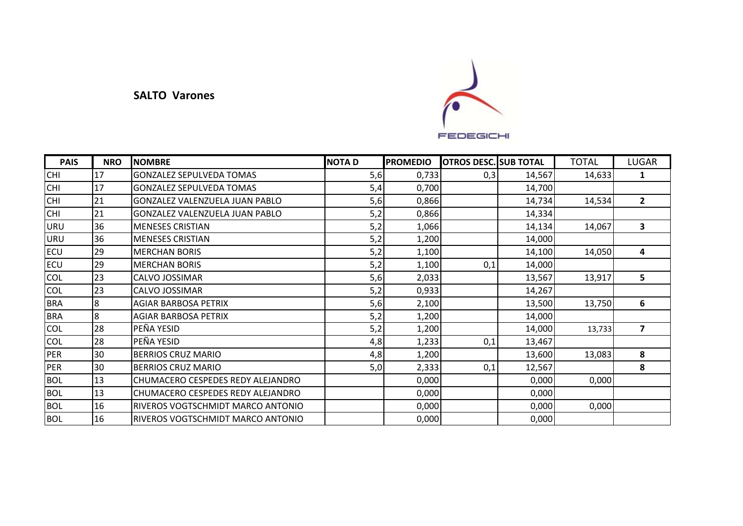**SALTO Varones**

FEDEGICHI

| PAIS | NRO | NOMBRE | NOTA D | PROMEDIO | OTROS DESC. | SUB TOTAL | TOTAL | LUGAR |
|---|---|---|---|---|---|---|---|---|
| CHI | 17 | GONZALEZ SEPULVEDA TOMAS | 5,6 | 0,733 | 0,3 | 14,567 | 14,633 | **1** |
| CHI | 17 | GONZALEZ SEPULVEDA TOMAS | 5,4 | 0,700 | | 14,700 | | |
| CHI | 21 | GONZALEZ VALENZUELA JUAN PABLO | 5,6 | 0,866 | | 14,734 | 14,534 | **2** |
| CHI | 21 | GONZALEZ VALENZUELA JUAN PABLO | 5,2 | 0,866 | | 14,334 | | |
| URU | 36 | MENESES CRISTIAN | 5,2 | 1,066 | | 14,134 | 14,067 | **3** |
| URU | 36 | MENESES CRISTIAN | 5,2 | 1,200 | | 14,000 | | |
| ECU | 29 | MERCHAN BORIS | 5,2 | 1,100 | | 14,100 | 14,050 | **4** |
| ECU | 29 | MERCHAN BORIS | 5,2 | 1,100 | 0,1 | 14,000 | | |
| COL | 23 | CALVO JOSSIMAR | 5,6 | 2,033 | | 13,567 | 13,917 | **5** |
| COL | 23 | CALVO JOSSIMAR | 5,2 | 0,933 | | 14,267 | | |
| BRA | 8 | AGIAR BARBOSA PETRIX | 5,6 | 2,100 | | 13,500 | 13,750 | **6** |
| BRA | 8 | AGIAR BARBOSA PETRIX | 5,2 | 1,200 | | 14,000 | | |
| COL | 28 | PEÑA YESID | 5,2 | 1,200 | | 14,000 | 13,733 | **7** |
| COL | 28 | PEÑA YESID | 4,8 | 1,233 | 0,1 | 13,467 | | |
| PER | 30 | BERRIOS CRUZ MARIO | 4,8 | 1,200 | | 13,600 | 13,083 | **8** |
| PER | 30 | BERRIOS CRUZ MARIO | 5,0 | 2,333 | 0,1 | 12,567 | | **8** |
| BOL | 13 | CHUMACERO CESPEDES REDY ALEJANDRO | | 0,000 | | 0,000 | 0,000 | |
| BOL | 13 | CHUMACERO CESPEDES REDY ALEJANDRO | | 0,000 | | 0,000 | | |
| BOL | 16 | RIVEROS VOGTSCHMIDT MARCO ANTONIO | | 0,000 | | 0,000 | 0,000 | |
| BOL | 16 | RIVEROS VOGTSCHMIDT MARCO ANTONIO | | 0,000 | | 0,000 | | |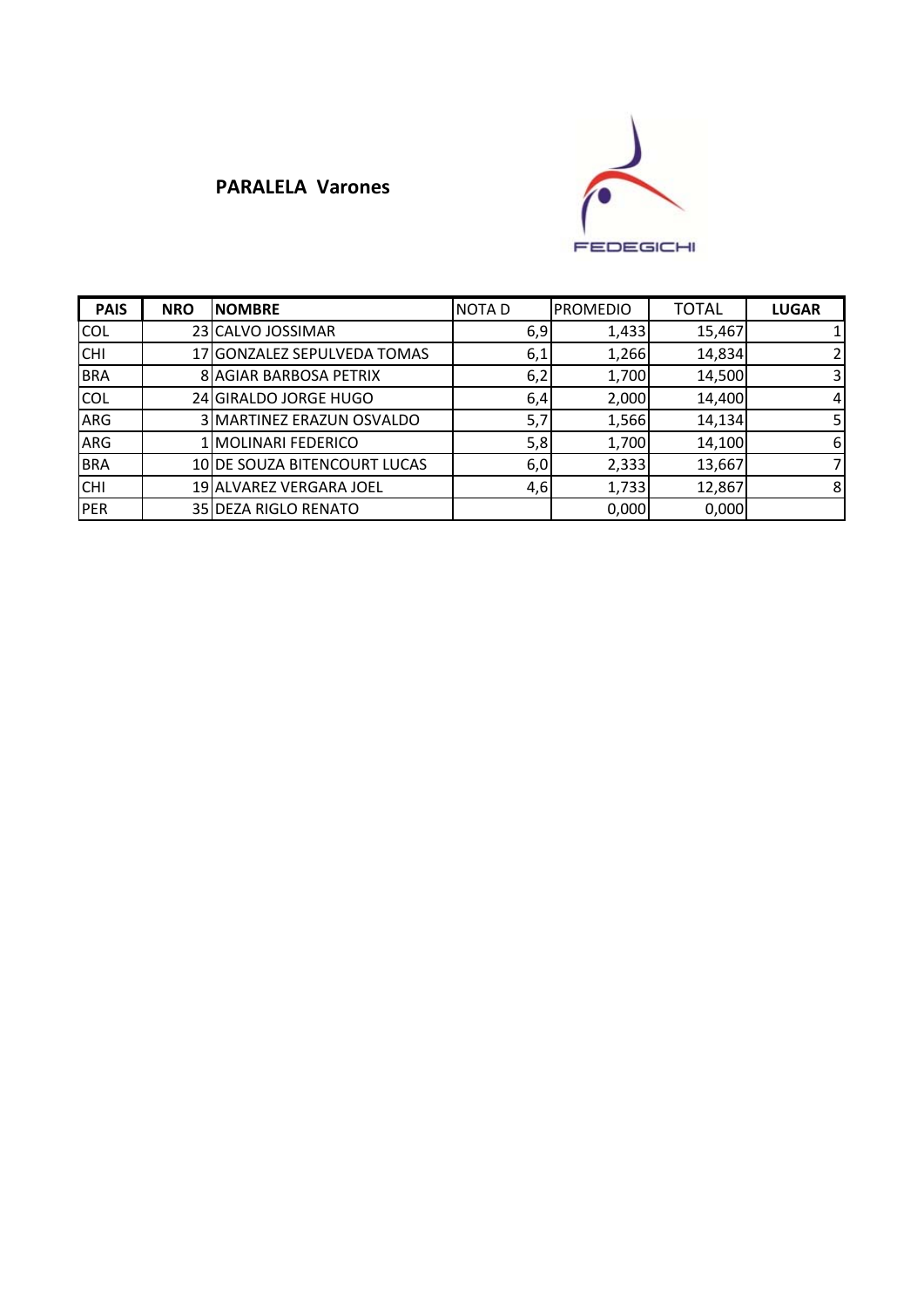## PARALELA Varones

FEDEGICHI

| PAIS | NRO | NOMBRE | NOTA D | PROMEDIO | TOTAL | LUGAR |
|---|---|---|---|---|---|---|
| COL | 23 | CALVO JOSSIMAR | 6,9 | 1,433 | 15,467 | 1 |
| CHI | 17 | GONZALEZ SEPULVEDA TOMAS | 6,1 | 1,266 | 14,834 | 2 |
| BRA | 8 | AGIAR BARBOSA PETRIX | 6,2 | 1,700 | 14,500 | 3 |
| COL | 24 | GIRALDO JORGE HUGO | 6,4 | 2,000 | 14,400 | 4 |
| ARG | 3 | MARTINEZ ERAZUN OSVALDO | 5,7 | 1,566 | 14,134 | 5 |
| ARG | 1 | MOLINARI FEDERICO | 5,8 | 1,700 | 14,100 | 6 |
| BRA | 10 | DE SOUZA BITENCOURT LUCAS | 6,0 | 2,333 | 13,667 | 7 |
| CHI | 19 | ALVAREZ VERGARA JOEL | 4,6 | 1,733 | 12,867 | 8 |
| PER | 35 | DEZA RIGLO RENATO | | 0,000 | 0,000 | |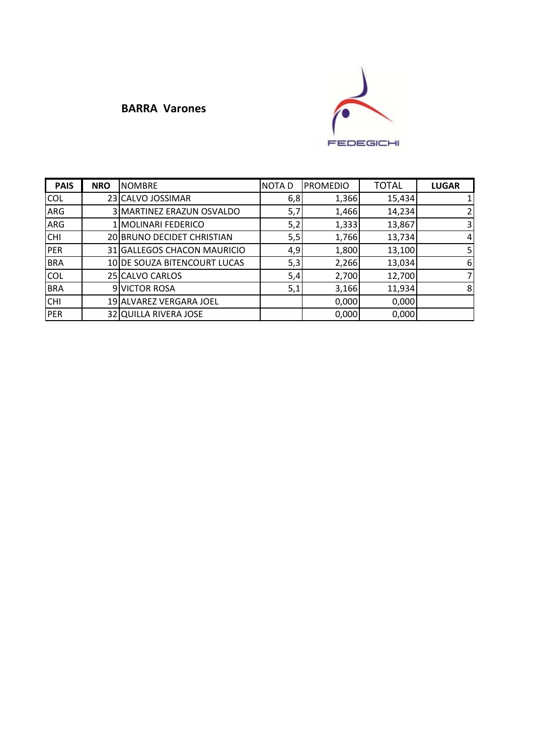## BARRA Varones

FEDEGICHI

| PAIS | NRO | NOMBRE | NOTA D | PROMEDIO | TOTAL | LUGAR |
|---|---|---|---|---|---|---|
| COL | 23 | CALVO JOSSIMAR | 6,8 | 1,366 | 15,434 | 1 |
| ARG | 3 | MARTINEZ ERAZUN OSVALDO | 5,7 | 1,466 | 14,234 | 2 |
| ARG | 1 | MOLINARI FEDERICO | 5,2 | 1,333 | 13,867 | 3 |
| CHI | 20 | BRUNO DECIDET CHRISTIAN | 5,5 | 1,766 | 13,734 | 4 |
| PER | 31 | GALLEGOS CHACON MAURICIO | 4,9 | 1,800 | 13,100 | 5 |
| BRA | 10 | DE SOUZA BITENCOURT LUCAS | 5,3 | 2,266 | 13,034 | 6 |
| COL | 25 | CALVO CARLOS | 5,4 | 2,700 | 12,700 | 7 |
| BRA | 9 | VICTOR ROSA | 5,1 | 3,166 | 11,934 | 8 |
| CHI | 19 | ALVAREZ VERGARA JOEL | | 0,000 | 0,000 | |
| PER | 32 | QUILLA RIVERA JOSE | | 0,000 | 0,000 | |